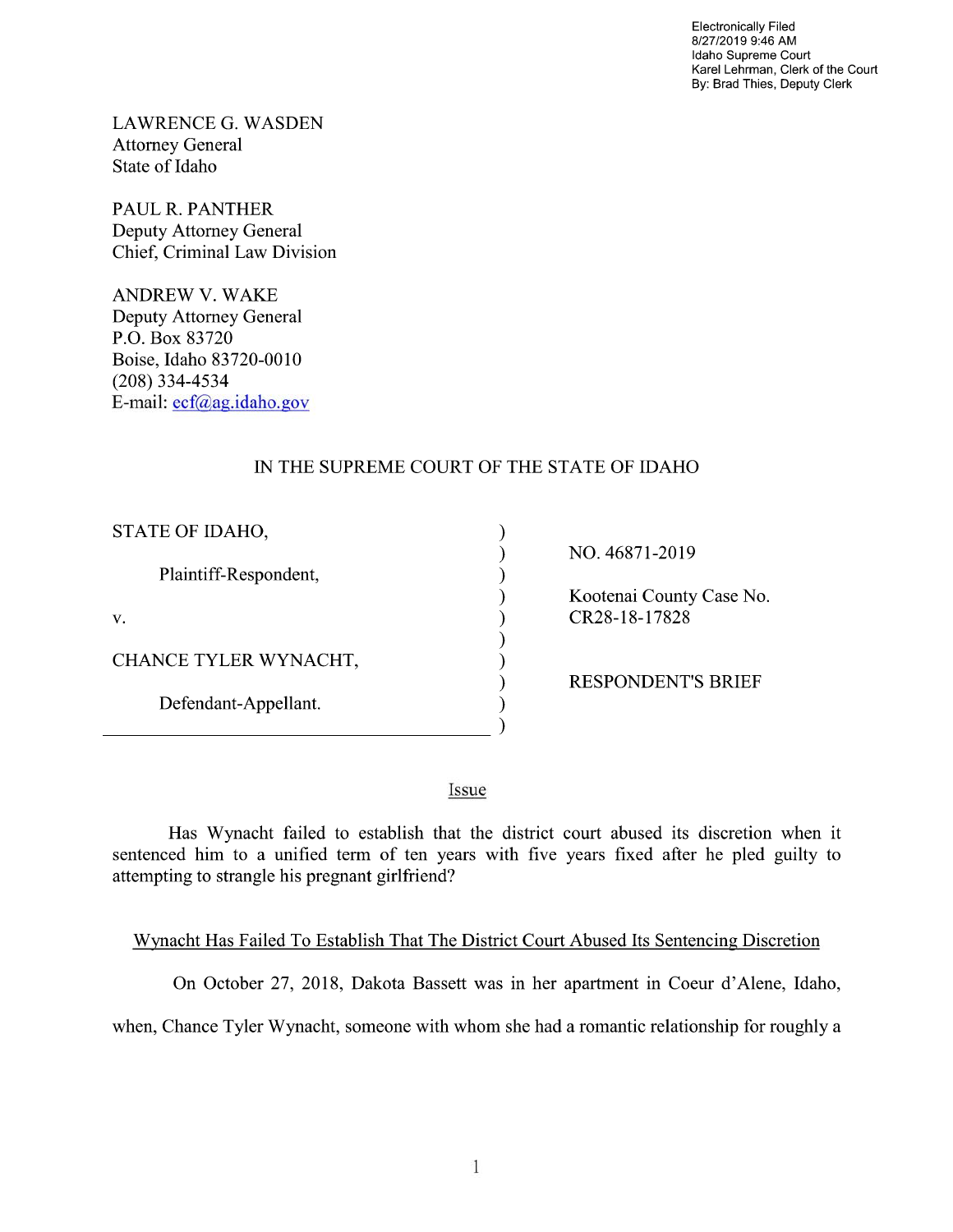Electronically Filed
8/27/2019 9:46 AM
Idaho Supreme Court
Karel Lehrman, Clerk of the Court
By: Brad Thies, Deputy Clerk

LAWRENCE G. WASDEN
Attorney General
State of Idaho

PAUL R. PANTHER
Deputy Attorney General
Chief, Criminal Law Division

ANDREW V. WAKE
Deputy Attorney General
P.O. Box 83720
Boise, Idaho 83720-0010
(208) 334-4534
E-mail: ecf@ag.idaho.gov

IN THE SUPREME COURT OF THE STATE OF IDAHO

| | |
|---|---|
| STATE OF IDAHO,<br><br>Plaintiff-Respondent,<br><br>v.<br><br>CHANCE TYLER WYNACHT,<br><br>Defendant-Appellant. | NO. 46871-2019<br><br>Kootenai County Case No. CR28-18-17828<br><br>RESPONDENT'S BRIEF |

## Issue

Has Wynacht failed to establish that the district court abused its discretion when it sentenced him to a unified term of ten years with five years fixed after he pled guilty to attempting to strangle his pregnant girlfriend?

## Wynacht Has Failed To Establish That The District Court Abused Its Sentencing Discretion

On October 27, 2018, Dakota Bassett was in her apartment in Coeur d'Alene, Idaho, when, Chance Tyler Wynacht, someone with whom she had a romantic relationship for roughly a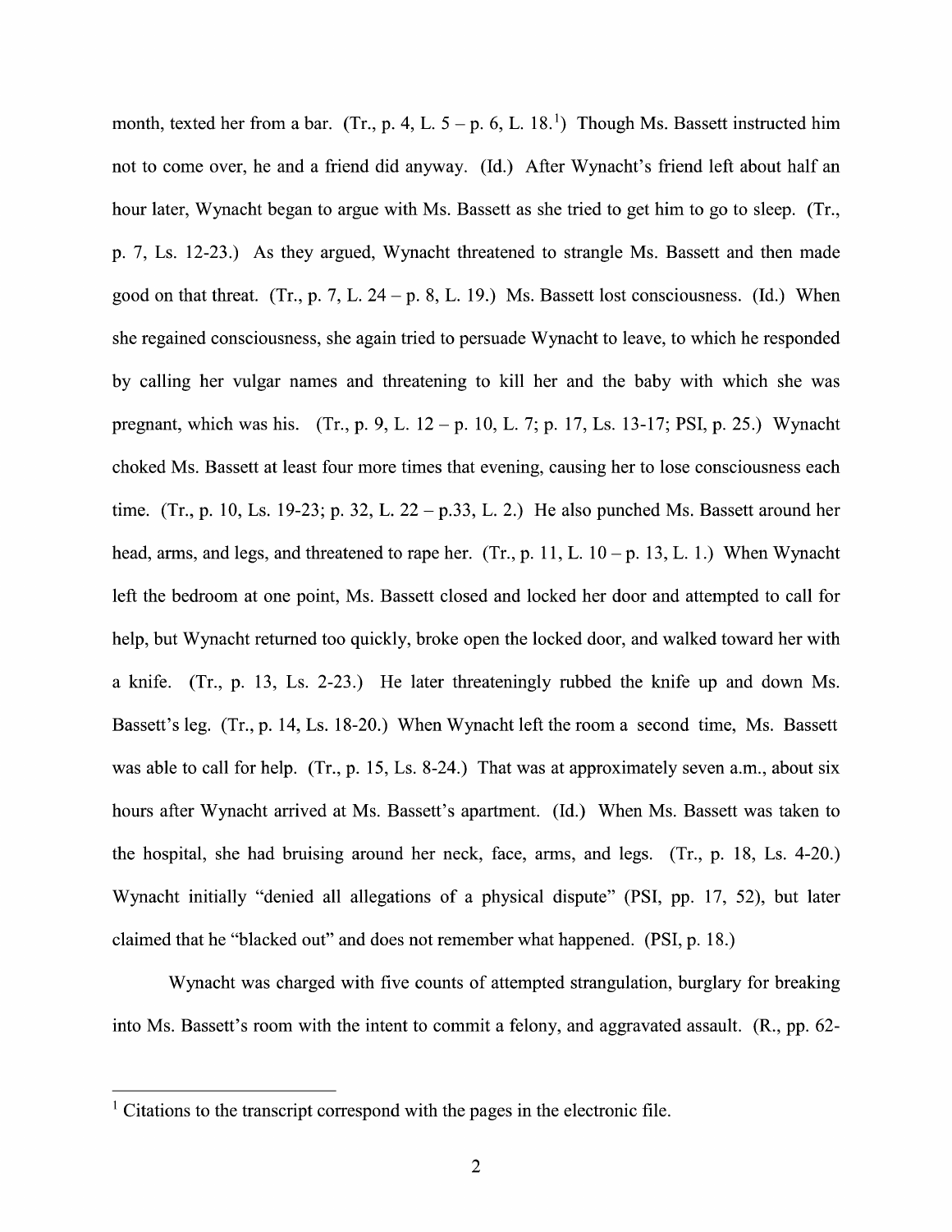month, texted her from a bar. (Tr., p. 4, L. 5 – p. 6, L. 18.[1]) Though Ms. Bassett instructed him not to come over, he and a friend did anyway. (Id.) After Wynacht's friend left about half an hour later, Wynacht began to argue with Ms. Bassett as she tried to get him to go to sleep. (Tr., p. 7, Ls. 12-23.) As they argued, Wynacht threatened to strangle Ms. Bassett and then made good on that threat. (Tr., p. 7, L. 24 – p. 8, L. 19.) Ms. Bassett lost consciousness. (Id.) When she regained consciousness, she again tried to persuade Wynacht to leave, to which he responded by calling her vulgar names and threatening to kill her and the baby with which she was pregnant, which was his. (Tr., p. 9, L. 12 – p. 10, L. 7; p. 17, Ls. 13-17; PSI, p. 25.) Wynacht choked Ms. Bassett at least four more times that evening, causing her to lose consciousness each time. (Tr., p. 10, Ls. 19-23; p. 32, L. 22 – p.33, L. 2.) He also punched Ms. Bassett around her head, arms, and legs, and threatened to rape her. (Tr., p. 11, L. 10 – p. 13, L. 1.) When Wynacht left the bedroom at one point, Ms. Bassett closed and locked her door and attempted to call for help, but Wynacht returned too quickly, broke open the locked door, and walked toward her with a knife. (Tr., p. 13, Ls. 2-23.) He later threateningly rubbed the knife up and down Ms. Bassett's leg. (Tr., p. 14, Ls. 18-20.) When Wynacht left the room a second time, Ms. Bassett was able to call for help. (Tr., p. 15, Ls. 8-24.) That was at approximately seven a.m., about six hours after Wynacht arrived at Ms. Bassett's apartment. (Id.) When Ms. Bassett was taken to the hospital, she had bruising around her neck, face, arms, and legs. (Tr., p. 18, Ls. 4-20.) Wynacht initially "denied all allegations of a physical dispute" (PSI, pp. 17, 52), but later claimed that he "blacked out" and does not remember what happened. (PSI, p. 18.)

Wynacht was charged with five counts of attempted strangulation, burglary for breaking into Ms. Bassett's room with the intent to commit a felony, and aggravated assault. (R., pp. 62-

[1] Citations to the transcript correspond with the pages in the electronic file.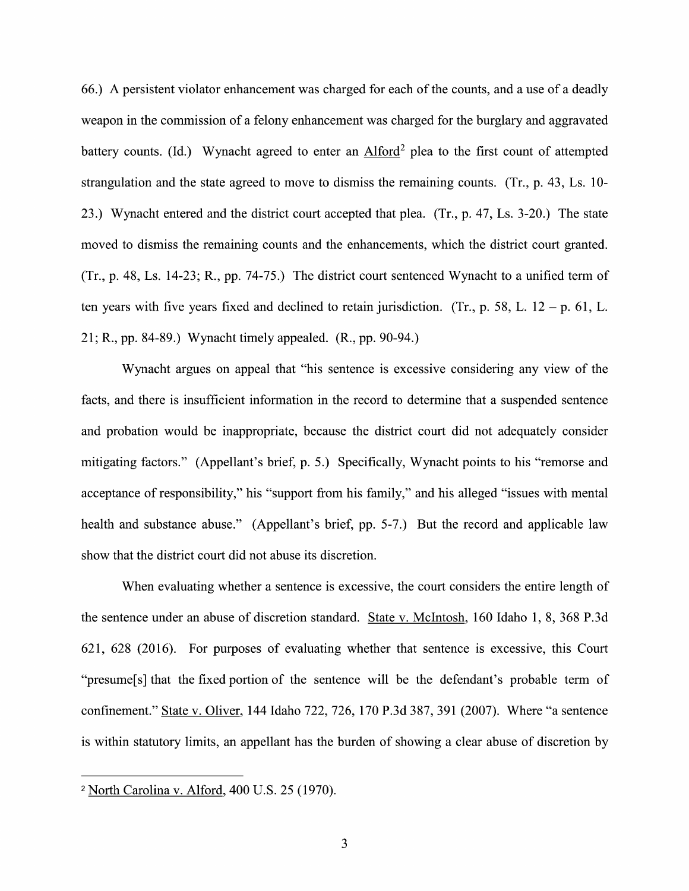66.) A persistent violator enhancement was charged for each of the counts, and a use of a deadly weapon in the commission of a felony enhancement was charged for the burglary and aggravated battery counts. (Id.) Wynacht agreed to enter an Alford[2] plea to the first count of attempted strangulation and the state agreed to move to dismiss the remaining counts. (Tr., p. 43, Ls. 10-23.) Wynacht entered and the district court accepted that plea. (Tr., p. 47, Ls. 3-20.) The state moved to dismiss the remaining counts and the enhancements, which the district court granted. (Tr., p. 48, Ls. 14-23; R., pp. 74-75.) The district court sentenced Wynacht to a unified term of ten years with five years fixed and declined to retain jurisdiction. (Tr., p. 58, L. 12 – p. 61, L. 21; R., pp. 84-89.) Wynacht timely appealed. (R., pp. 90-94.)

Wynacht argues on appeal that "his sentence is excessive considering any view of the facts, and there is insufficient information in the record to determine that a suspended sentence and probation would be inappropriate, because the district court did not adequately consider mitigating factors." (Appellant's brief, p. 5.) Specifically, Wynacht points to his "remorse and acceptance of responsibility," his "support from his family," and his alleged "issues with mental health and substance abuse." (Appellant's brief, pp. 5-7.) But the record and applicable law show that the district court did not abuse its discretion.

When evaluating whether a sentence is excessive, the court considers the entire length of the sentence under an abuse of discretion standard. State v. McIntosh, 160 Idaho 1, 8, 368 P.3d 621, 628 (2016). For purposes of evaluating whether that sentence is excessive, this Court "presume[s] that the fixed portion of the sentence will be the defendant's probable term of confinement." State v. Oliver, 144 Idaho 722, 726, 170 P.3d 387, 391 (2007). Where "a sentence is within statutory limits, an appellant has the burden of showing a clear abuse of discretion by

[2] North Carolina v. Alford, 400 U.S. 25 (1970).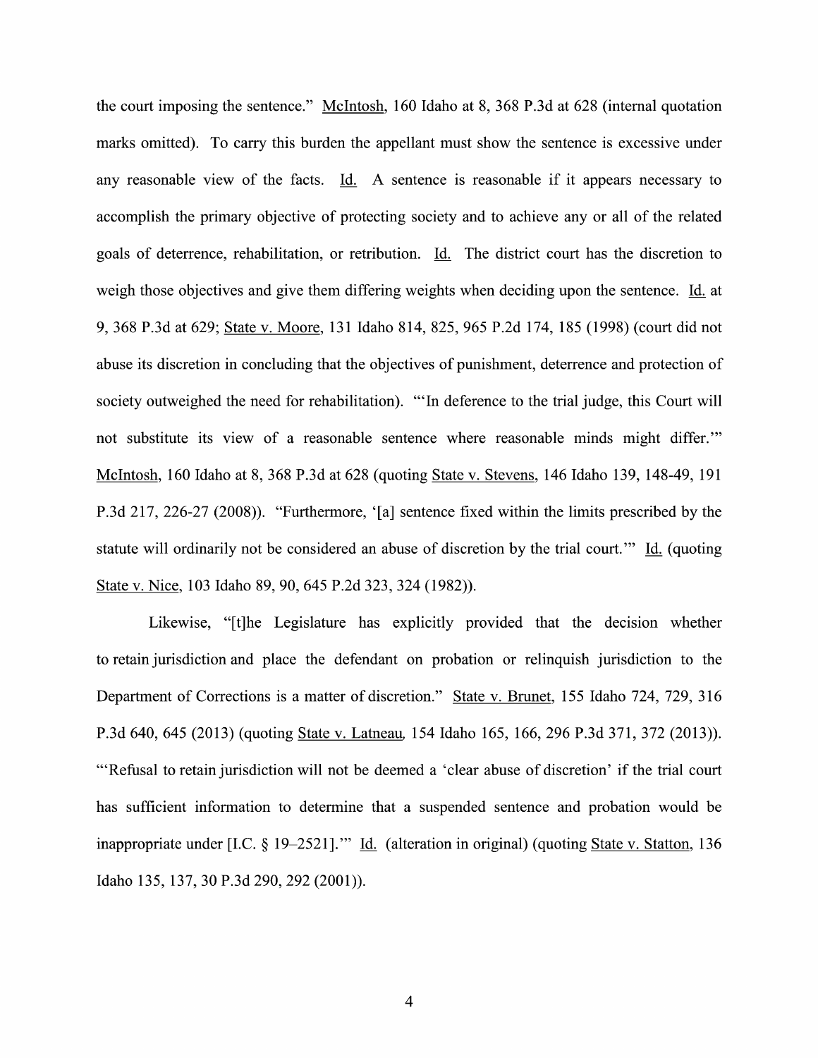the court imposing the sentence." McIntosh, 160 Idaho at 8, 368 P.3d at 628 (internal quotation marks omitted). To carry this burden the appellant must show the sentence is excessive under any reasonable view of the facts. Id. A sentence is reasonable if it appears necessary to accomplish the primary objective of protecting society and to achieve any or all of the related goals of deterrence, rehabilitation, or retribution. Id. The district court has the discretion to weigh those objectives and give them differing weights when deciding upon the sentence. Id. at 9, 368 P.3d at 629; State v. Moore, 131 Idaho 814, 825, 965 P.2d 174, 185 (1998) (court did not abuse its discretion in concluding that the objectives of punishment, deterrence and protection of society outweighed the need for rehabilitation). "'In deference to the trial judge, this Court will not substitute its view of a reasonable sentence where reasonable minds might differ.'" McIntosh, 160 Idaho at 8, 368 P.3d at 628 (quoting State v. Stevens, 146 Idaho 139, 148-49, 191 P.3d 217, 226-27 (2008)). "Furthermore, '[a] sentence fixed within the limits prescribed by the statute will ordinarily not be considered an abuse of discretion by the trial court.'" Id. (quoting State v. Nice, 103 Idaho 89, 90, 645 P.2d 323, 324 (1982)).

Likewise, "[t]he Legislature has explicitly provided that the decision whether to retain jurisdiction and place the defendant on probation or relinquish jurisdiction to the Department of Corrections is a matter of discretion." State v. Brunet, 155 Idaho 724, 729, 316 P.3d 640, 645 (2013) (quoting State v. Latneau, 154 Idaho 165, 166, 296 P.3d 371, 372 (2013)). "'Refusal to retain jurisdiction will not be deemed a 'clear abuse of discretion' if the trial court has sufficient information to determine that a suspended sentence and probation would be inappropriate under [I.C. § 19–2521].'" Id. (alteration in original) (quoting State v. Statton, 136 Idaho 135, 137, 30 P.3d 290, 292 (2001)).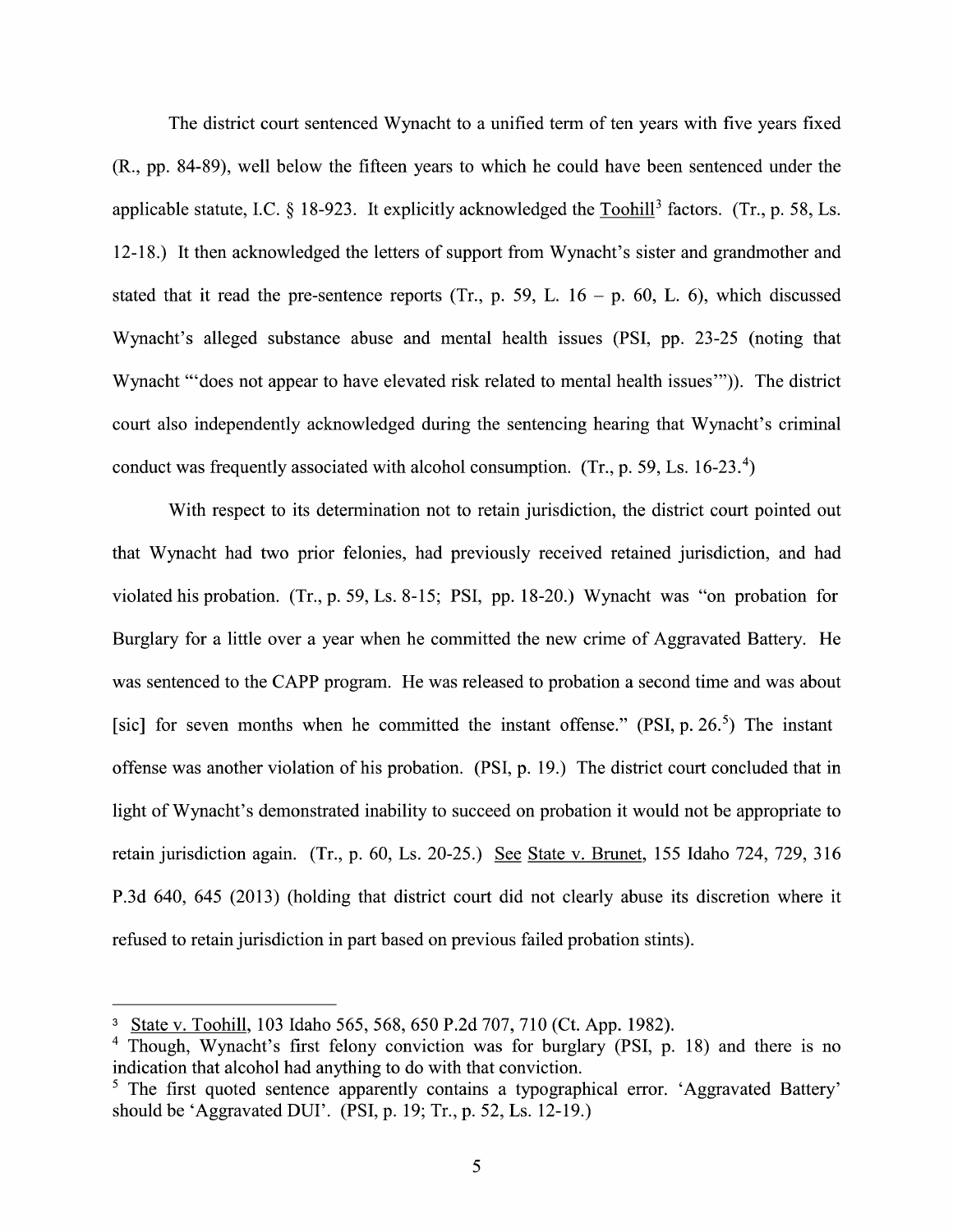The district court sentenced Wynacht to a unified term of ten years with five years fixed (R., pp. 84-89), well below the fifteen years to which he could have been sentenced under the applicable statute, I.C. § 18-923. It explicitly acknowledged the Toohill[3] factors. (Tr., p. 58, Ls. 12-18.) It then acknowledged the letters of support from Wynacht's sister and grandmother and stated that it read the pre-sentence reports (Tr., p. 59, L. 16 – p. 60, L. 6), which discussed Wynacht's alleged substance abuse and mental health issues (PSI, pp. 23-25 (noting that Wynacht "'does not appear to have elevated risk related to mental health issues'")). The district court also independently acknowledged during the sentencing hearing that Wynacht's criminal conduct was frequently associated with alcohol consumption. (Tr., p. 59, Ls. 16-23.[4])

With respect to its determination not to retain jurisdiction, the district court pointed out that Wynacht had two prior felonies, had previously received retained jurisdiction, and had violated his probation. (Tr., p. 59, Ls. 8-15; PSI, pp. 18-20.) Wynacht was "on probation for Burglary for a little over a year when he committed the new crime of Aggravated Battery. He was sentenced to the CAPP program. He was released to probation a second time and was about [sic] for seven months when he committed the instant offense." (PSI, p. 26.[5]) The instant offense was another violation of his probation. (PSI, p. 19.) The district court concluded that in light of Wynacht's demonstrated inability to succeed on probation it would not be appropriate to retain jurisdiction again. (Tr., p. 60, Ls. 20-25.) See State v. Brunet, 155 Idaho 724, 729, 316 P.3d 640, 645 (2013) (holding that district court did not clearly abuse its discretion where it refused to retain jurisdiction in part based on previous failed probation stints).

---

[3] State v. Toohill, 103 Idaho 565, 568, 650 P.2d 707, 710 (Ct. App. 1982).

[4] Though, Wynacht's first felony conviction was for burglary (PSI, p. 18) and there is no indication that alcohol had anything to do with that conviction.

[5] The first quoted sentence apparently contains a typographical error. 'Aggravated Battery' should be 'Aggravated DUI'. (PSI, p. 19; Tr., p. 52, Ls. 12-19.)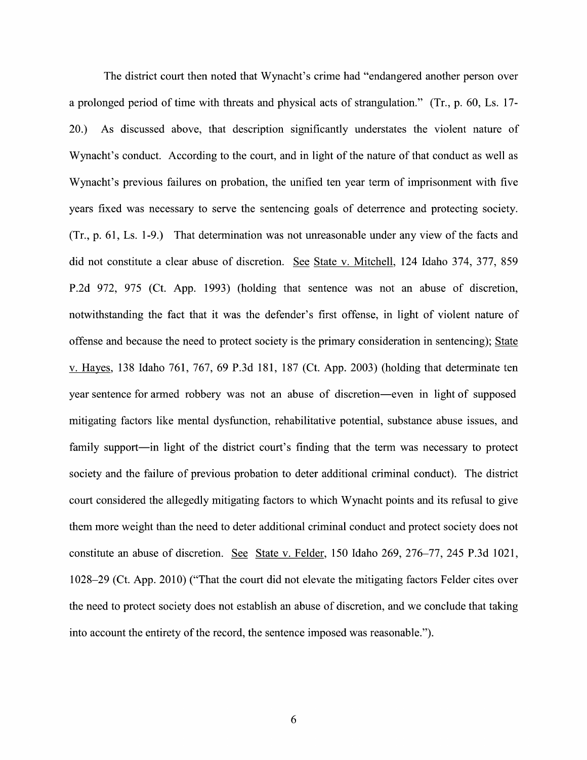The district court then noted that Wynacht's crime had "endangered another person over a prolonged period of time with threats and physical acts of strangulation." (Tr., p. 60, Ls. 17-20.) As discussed above, that description significantly understates the violent nature of Wynacht's conduct. According to the court, and in light of the nature of that conduct as well as Wynacht's previous failures on probation, the unified ten year term of imprisonment with five years fixed was necessary to serve the sentencing goals of deterrence and protecting society. (Tr., p. 61, Ls. 1-9.) That determination was not unreasonable under any view of the facts and did not constitute a clear abuse of discretion. See State v. Mitchell, 124 Idaho 374, 377, 859 P.2d 972, 975 (Ct. App. 1993) (holding that sentence was not an abuse of discretion, notwithstanding the fact that it was the defender's first offense, in light of violent nature of offense and because the need to protect society is the primary consideration in sentencing); State v. Hayes, 138 Idaho 761, 767, 69 P.3d 181, 187 (Ct. App. 2003) (holding that determinate ten year sentence for armed robbery was not an abuse of discretion—even in light of supposed mitigating factors like mental dysfunction, rehabilitative potential, substance abuse issues, and family support—in light of the district court's finding that the term was necessary to protect society and the failure of previous probation to deter additional criminal conduct). The district court considered the allegedly mitigating factors to which Wynacht points and its refusal to give them more weight than the need to deter additional criminal conduct and protect society does not constitute an abuse of discretion. See State v. Felder, 150 Idaho 269, 276–77, 245 P.3d 1021, 1028–29 (Ct. App. 2010) ("That the court did not elevate the mitigating factors Felder cites over the need to protect society does not establish an abuse of discretion, and we conclude that taking into account the entirety of the record, the sentence imposed was reasonable.").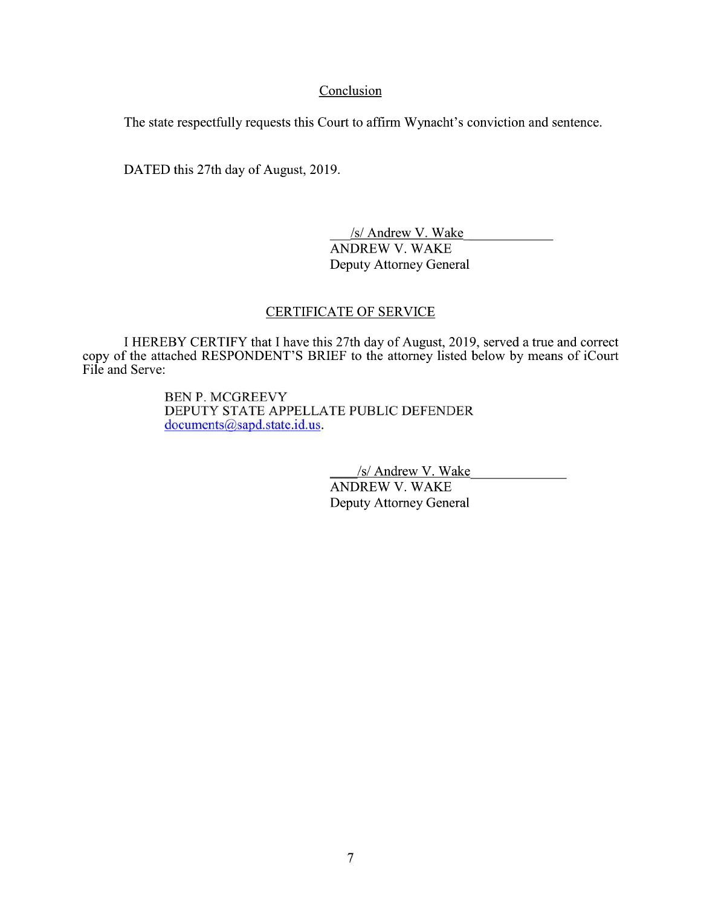## Conclusion

The state respectfully requests this Court to affirm Wynacht's conviction and sentence.

DATED this 27th day of August, 2019.

/s/ Andrew V. Wake
ANDREW V. WAKE
Deputy Attorney General

## CERTIFICATE OF SERVICE

I HEREBY CERTIFY that I have this 27th day of August, 2019, served a true and correct copy of the attached RESPONDENT'S BRIEF to the attorney listed below by means of iCourt File and Serve:

BEN P. MCGREEVY
DEPUTY STATE APPELLATE PUBLIC DEFENDER
documents@sapd.state.id.us.

/s/ Andrew V. Wake
ANDREW V. WAKE
Deputy Attorney General